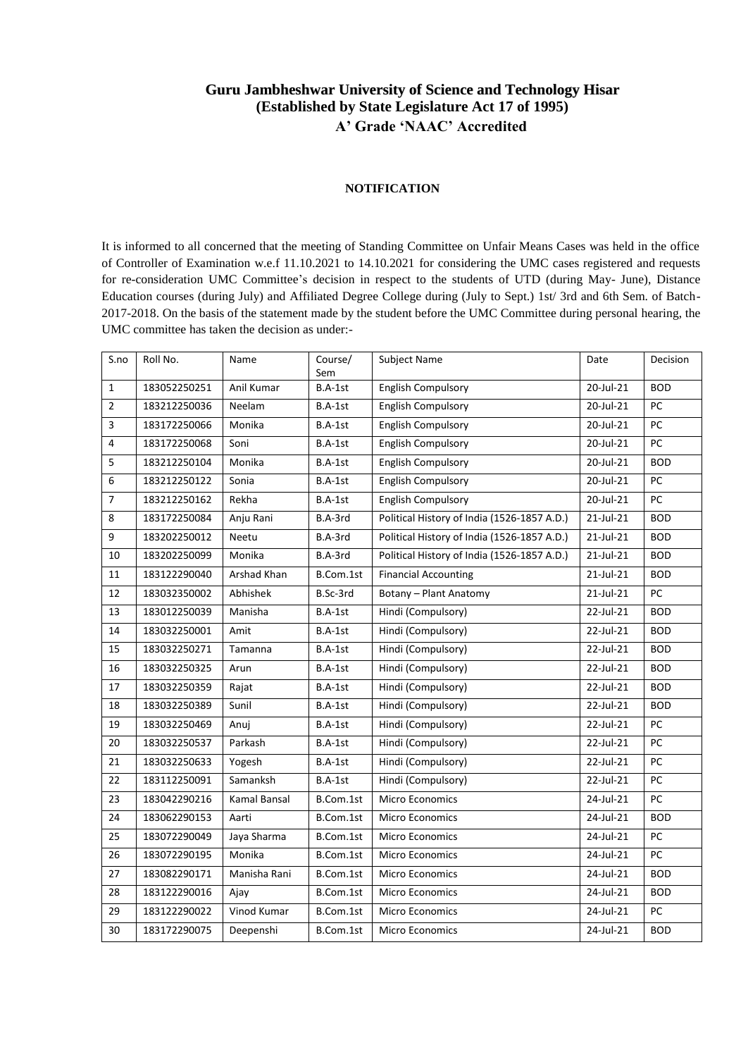# Guru Jambheshwar University of Science and Technology Hisar
## (Established by State Legislature Act 17 of 1995)
### A' Grade 'NAAC' Accredited

**NOTIFICATION**

It is informed to all concerned that the meeting of Standing Committee on Unfair Means Cases was held in the office of Controller of Examination w.e.f 11.10.2021 to 14.10.2021 for considering the UMC cases registered and requests for re-consideration UMC Committee's decision in respect to the students of UTD (during May- June), Distance Education courses (during July) and Affiliated Degree College during (July to Sept.) 1st/ 3rd and 6th Sem. of Batch-2017-2018. On the basis of the statement made by the student before the UMC Committee during personal hearing, the UMC committee has taken the decision as under:-

| S.no | Roll No. | Name | Course/ Sem | Subject Name | Date | Decision |
|---|---|---|---|---|---|---|
| 1 | 183052250251 | Anil Kumar | B.A-1st | English Compulsory | 20-Jul-21 | BOD |
| 2 | 183212250036 | Neelam | B.A-1st | English Compulsory | 20-Jul-21 | PC |
| 3 | 183172250066 | Monika | B.A-1st | English Compulsory | 20-Jul-21 | PC |
| 4 | 183172250068 | Soni | B.A-1st | English Compulsory | 20-Jul-21 | PC |
| 5 | 183212250104 | Monika | B.A-1st | English Compulsory | 20-Jul-21 | BOD |
| 6 | 183212250122 | Sonia | B.A-1st | English Compulsory | 20-Jul-21 | PC |
| 7 | 183212250162 | Rekha | B.A-1st | English Compulsory | 20-Jul-21 | PC |
| 8 | 183172250084 | Anju Rani | B.A-3rd | Political History of India (1526-1857 A.D.) | 21-Jul-21 | BOD |
| 9 | 183202250012 | Neetu | B.A-3rd | Political History of India (1526-1857 A.D.) | 21-Jul-21 | BOD |
| 10 | 183202250099 | Monika | B.A-3rd | Political History of India (1526-1857 A.D.) | 21-Jul-21 | BOD |
| 11 | 183122290040 | Arshad Khan | B.Com.1st | Financial Accounting | 21-Jul-21 | BOD |
| 12 | 183032350002 | Abhishek | B.Sc-3rd | Botany – Plant Anatomy | 21-Jul-21 | PC |
| 13 | 183012250039 | Manisha | B.A-1st | Hindi (Compulsory) | 22-Jul-21 | BOD |
| 14 | 183032250001 | Amit | B.A-1st | Hindi (Compulsory) | 22-Jul-21 | BOD |
| 15 | 183032250271 | Tamanna | B.A-1st | Hindi (Compulsory) | 22-Jul-21 | BOD |
| 16 | 183032250325 | Arun | B.A-1st | Hindi (Compulsory) | 22-Jul-21 | BOD |
| 17 | 183032250359 | Rajat | B.A-1st | Hindi (Compulsory) | 22-Jul-21 | BOD |
| 18 | 183032250389 | Sunil | B.A-1st | Hindi (Compulsory) | 22-Jul-21 | BOD |
| 19 | 183032250469 | Anuj | B.A-1st | Hindi (Compulsory) | 22-Jul-21 | PC |
| 20 | 183032250537 | Parkash | B.A-1st | Hindi (Compulsory) | 22-Jul-21 | PC |
| 21 | 183032250633 | Yogesh | B.A-1st | Hindi (Compulsory) | 22-Jul-21 | PC |
| 22 | 183112250091 | Samanksh | B.A-1st | Hindi (Compulsory) | 22-Jul-21 | PC |
| 23 | 183042290216 | Kamal Bansal | B.Com.1st | Micro Economics | 24-Jul-21 | PC |
| 24 | 183062290153 | Aarti | B.Com.1st | Micro Economics | 24-Jul-21 | BOD |
| 25 | 183072290049 | Jaya Sharma | B.Com.1st | Micro Economics | 24-Jul-21 | PC |
| 26 | 183072290195 | Monika | B.Com.1st | Micro Economics | 24-Jul-21 | PC |
| 27 | 183082290171 | Manisha Rani | B.Com.1st | Micro Economics | 24-Jul-21 | BOD |
| 28 | 183122290016 | Ajay | B.Com.1st | Micro Economics | 24-Jul-21 | BOD |
| 29 | 183122290022 | Vinod Kumar | B.Com.1st | Micro Economics | 24-Jul-21 | PC |
| 30 | 183172290075 | Deepenshi | B.Com.1st | Micro Economics | 24-Jul-21 | BOD |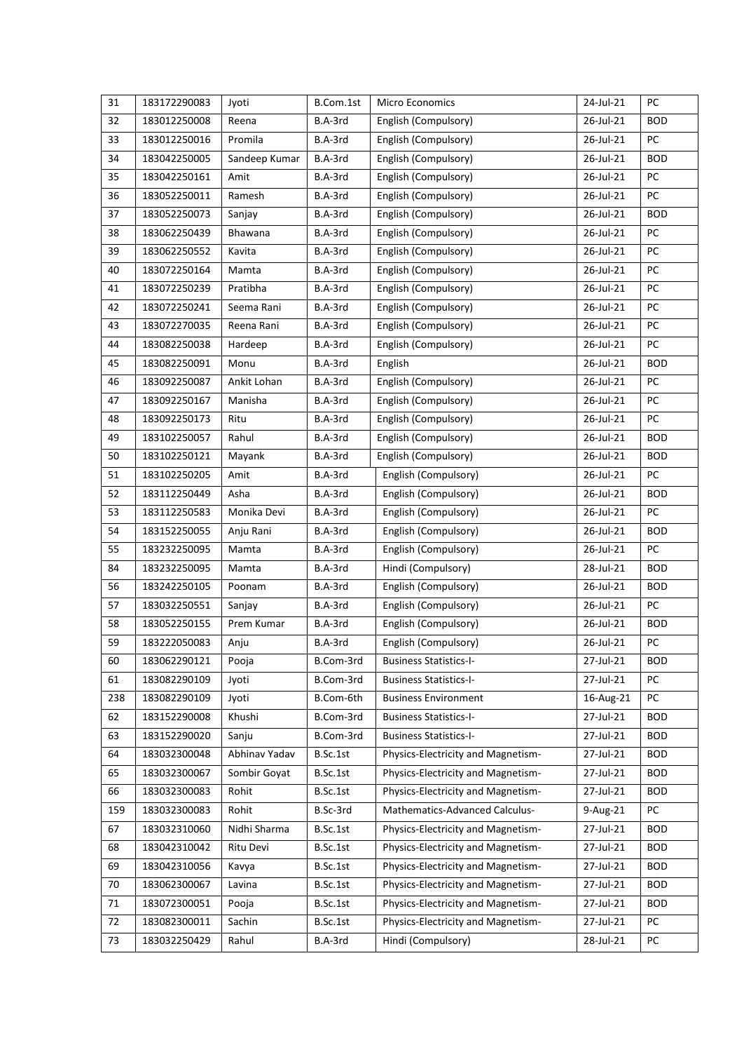| 31 | 183172290083 | Jyoti | B.Com.1st | Micro Economics | 24-Jul-21 | PC |
|---|---|---|---|---|---|---|
| 32 | 183012250008 | Reena | B.A-3rd | English (Compulsory) | 26-Jul-21 | BOD |
| 33 | 183012250016 | Promila | B.A-3rd | English (Compulsory) | 26-Jul-21 | PC |
| 34 | 183042250005 | Sandeep Kumar | B.A-3rd | English (Compulsory) | 26-Jul-21 | BOD |
| 35 | 183042250161 | Amit | B.A-3rd | English (Compulsory) | 26-Jul-21 | PC |
| 36 | 183052250011 | Ramesh | B.A-3rd | English (Compulsory) | 26-Jul-21 | PC |
| 37 | 183052250073 | Sanjay | B.A-3rd | English (Compulsory) | 26-Jul-21 | BOD |
| 38 | 183062250439 | Bhawana | B.A-3rd | English (Compulsory) | 26-Jul-21 | PC |
| 39 | 183062250552 | Kavita | B.A-3rd | English (Compulsory) | 26-Jul-21 | PC |
| 40 | 183072250164 | Mamta | B.A-3rd | English (Compulsory) | 26-Jul-21 | PC |
| 41 | 183072250239 | Pratibha | B.A-3rd | English (Compulsory) | 26-Jul-21 | PC |
| 42 | 183072250241 | Seema Rani | B.A-3rd | English (Compulsory) | 26-Jul-21 | PC |
| 43 | 183072270035 | Reena Rani | B.A-3rd | English (Compulsory) | 26-Jul-21 | PC |
| 44 | 183082250038 | Hardeep | B.A-3rd | English (Compulsory) | 26-Jul-21 | PC |
| 45 | 183082250091 | Monu | B.A-3rd | English | 26-Jul-21 | BOD |
| 46 | 183092250087 | Ankit Lohan | B.A-3rd | English (Compulsory) | 26-Jul-21 | PC |
| 47 | 183092250167 | Manisha | B.A-3rd | English (Compulsory) | 26-Jul-21 | PC |
| 48 | 183092250173 | Ritu | B.A-3rd | English (Compulsory) | 26-Jul-21 | PC |
| 49 | 183102250057 | Rahul | B.A-3rd | English (Compulsory) | 26-Jul-21 | BOD |
| 50 | 183102250121 | Mayank | B.A-3rd | English (Compulsory) | 26-Jul-21 | BOD |
| 51 | 183102250205 | Amit | B.A-3rd | English (Compulsory) | 26-Jul-21 | PC |
| 52 | 183112250449 | Asha | B.A-3rd | English (Compulsory) | 26-Jul-21 | BOD |
| 53 | 183112250583 | Monika Devi | B.A-3rd | English (Compulsory) | 26-Jul-21 | PC |
| 54 | 183152250055 | Anju Rani | B.A-3rd | English (Compulsory) | 26-Jul-21 | BOD |
| 55 | 183232250095 | Mamta | B.A-3rd | English (Compulsory) | 26-Jul-21 | PC |
| 84 | 183232250095 | Mamta | B.A-3rd | Hindi (Compulsory) | 28-Jul-21 | BOD |
| 56 | 183242250105 | Poonam | B.A-3rd | English (Compulsory) | 26-Jul-21 | BOD |
| 57 | 183032250551 | Sanjay | B.A-3rd | English (Compulsory) | 26-Jul-21 | PC |
| 58 | 183052250155 | Prem Kumar | B.A-3rd | English (Compulsory) | 26-Jul-21 | BOD |
| 59 | 183222050083 | Anju | B.A-3rd | English (Compulsory) | 26-Jul-21 | PC |
| 60 | 183062290121 | Pooja | B.Com-3rd | Business Statistics-I- | 27-Jul-21 | BOD |
| 61 | 183082290109 | Jyoti | B.Com-3rd | Business Statistics-I- | 27-Jul-21 | PC |
| 238 | 183082290109 | Jyoti | B.Com-6th | Business Environment | 16-Aug-21 | PC |
| 62 | 183152290008 | Khushi | B.Com-3rd | Business Statistics-I- | 27-Jul-21 | BOD |
| 63 | 183152290020 | Sanju | B.Com-3rd | Business Statistics-I- | 27-Jul-21 | BOD |
| 64 | 183032300048 | Abhinav Yadav | B.Sc.1st | Physics-Electricity and Magnetism- | 27-Jul-21 | BOD |
| 65 | 183032300067 | Sombir Goyat | B.Sc.1st | Physics-Electricity and Magnetism- | 27-Jul-21 | BOD |
| 66 | 183032300083 | Rohit | B.Sc.1st | Physics-Electricity and Magnetism- | 27-Jul-21 | BOD |
| 159 | 183032300083 | Rohit | B.Sc-3rd | Mathematics-Advanced Calculus- | 9-Aug-21 | PC |
| 67 | 183032310060 | Nidhi Sharma | B.Sc.1st | Physics-Electricity and Magnetism- | 27-Jul-21 | BOD |
| 68 | 183042310042 | Ritu Devi | B.Sc.1st | Physics-Electricity and Magnetism- | 27-Jul-21 | BOD |
| 69 | 183042310056 | Kavya | B.Sc.1st | Physics-Electricity and Magnetism- | 27-Jul-21 | BOD |
| 70 | 183062300067 | Lavina | B.Sc.1st | Physics-Electricity and Magnetism- | 27-Jul-21 | BOD |
| 71 | 183072300051 | Pooja | B.Sc.1st | Physics-Electricity and Magnetism- | 27-Jul-21 | BOD |
| 72 | 183082300011 | Sachin | B.Sc.1st | Physics-Electricity and Magnetism- | 27-Jul-21 | PC |
| 73 | 183032250429 | Rahul | B.A-3rd | Hindi (Compulsory) | 28-Jul-21 | PC |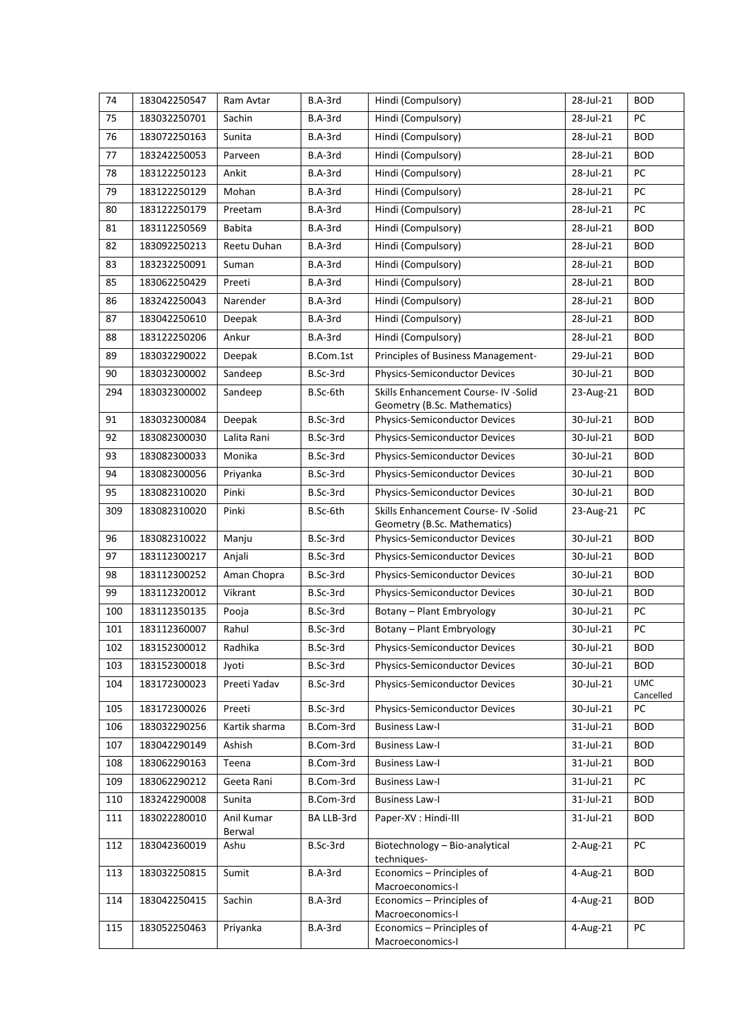| 74 | 183042250547 | Ram Avtar | B.A-3rd | Hindi (Compulsory) | 28-Jul-21 | BOD |
|---|---|---|---|---|---|---|
| 75 | 183032250701 | Sachin | B.A-3rd | Hindi (Compulsory) | 28-Jul-21 | PC |
| 76 | 183072250163 | Sunita | B.A-3rd | Hindi (Compulsory) | 28-Jul-21 | BOD |
| 77 | 183242250053 | Parveen | B.A-3rd | Hindi (Compulsory) | 28-Jul-21 | BOD |
| 78 | 183122250123 | Ankit | B.A-3rd | Hindi (Compulsory) | 28-Jul-21 | PC |
| 79 | 183122250129 | Mohan | B.A-3rd | Hindi (Compulsory) | 28-Jul-21 | PC |
| 80 | 183122250179 | Preetam | B.A-3rd | Hindi (Compulsory) | 28-Jul-21 | PC |
| 81 | 183112250569 | Babita | B.A-3rd | Hindi (Compulsory) | 28-Jul-21 | BOD |
| 82 | 183092250213 | Reetu Duhan | B.A-3rd | Hindi (Compulsory) | 28-Jul-21 | BOD |
| 83 | 183232250091 | Suman | B.A-3rd | Hindi (Compulsory) | 28-Jul-21 | BOD |
| 85 | 183062250429 | Preeti | B.A-3rd | Hindi (Compulsory) | 28-Jul-21 | BOD |
| 86 | 183242250043 | Narender | B.A-3rd | Hindi (Compulsory) | 28-Jul-21 | BOD |
| 87 | 183042250610 | Deepak | B.A-3rd | Hindi (Compulsory) | 28-Jul-21 | BOD |
| 88 | 183122250206 | Ankur | B.A-3rd | Hindi (Compulsory) | 28-Jul-21 | BOD |
| 89 | 183032290022 | Deepak | B.Com.1st | Principles of Business Management- | 29-Jul-21 | BOD |
| 90 | 183032300002 | Sandeep | B.Sc-3rd | Physics-Semiconductor Devices | 30-Jul-21 | BOD |
| 294 | 183032300002 | Sandeep | B.Sc-6th | Skills Enhancement Course- IV -Solid Geometry (B.Sc. Mathematics) | 23-Aug-21 | BOD |
| 91 | 183032300084 | Deepak | B.Sc-3rd | Physics-Semiconductor Devices | 30-Jul-21 | BOD |
| 92 | 183082300030 | Lalita Rani | B.Sc-3rd | Physics-Semiconductor Devices | 30-Jul-21 | BOD |
| 93 | 183082300033 | Monika | B.Sc-3rd | Physics-Semiconductor Devices | 30-Jul-21 | BOD |
| 94 | 183082300056 | Priyanka | B.Sc-3rd | Physics-Semiconductor Devices | 30-Jul-21 | BOD |
| 95 | 183082310020 | Pinki | B.Sc-3rd | Physics-Semiconductor Devices | 30-Jul-21 | BOD |
| 309 | 183082310020 | Pinki | B.Sc-6th | Skills Enhancement Course- IV -Solid Geometry (B.Sc. Mathematics) | 23-Aug-21 | PC |
| 96 | 183082310022 | Manju | B.Sc-3rd | Physics-Semiconductor Devices | 30-Jul-21 | BOD |
| 97 | 183112300217 | Anjali | B.Sc-3rd | Physics-Semiconductor Devices | 30-Jul-21 | BOD |
| 98 | 183112300252 | Aman Chopra | B.Sc-3rd | Physics-Semiconductor Devices | 30-Jul-21 | BOD |
| 99 | 183112320012 | Vikrant | B.Sc-3rd | Physics-Semiconductor Devices | 30-Jul-21 | BOD |
| 100 | 183112350135 | Pooja | B.Sc-3rd | Botany – Plant Embryology | 30-Jul-21 | PC |
| 101 | 183112360007 | Rahul | B.Sc-3rd | Botany – Plant Embryology | 30-Jul-21 | PC |
| 102 | 183152300012 | Radhika | B.Sc-3rd | Physics-Semiconductor Devices | 30-Jul-21 | BOD |
| 103 | 183152300018 | Jyoti | B.Sc-3rd | Physics-Semiconductor Devices | 30-Jul-21 | BOD |
| 104 | 183172300023 | Preeti Yadav | B.Sc-3rd | Physics-Semiconductor Devices | 30-Jul-21 | UMC Cancelled |
| 105 | 183172300026 | Preeti | B.Sc-3rd | Physics-Semiconductor Devices | 30-Jul-21 | PC |
| 106 | 183032290256 | Kartik sharma | B.Com-3rd | Business Law-I | 31-Jul-21 | BOD |
| 107 | 183042290149 | Ashish | B.Com-3rd | Business Law-I | 31-Jul-21 | BOD |
| 108 | 183062290163 | Teena | B.Com-3rd | Business Law-I | 31-Jul-21 | BOD |
| 109 | 183062290212 | Geeta Rani | B.Com-3rd | Business Law-I | 31-Jul-21 | PC |
| 110 | 183242290008 | Sunita | B.Com-3rd | Business Law-I | 31-Jul-21 | BOD |
| 111 | 183022280010 | Anil Kumar Berwal | BA LLB-3rd | Paper-XV : Hindi-III | 31-Jul-21 | BOD |
| 112 | 183042360019 | Ashu | B.Sc-3rd | Biotechnology – Bio-analytical techniques- | 2-Aug-21 | PC |
| 113 | 183032250815 | Sumit | B.A-3rd | Economics – Principles of Macroeconomics-I | 4-Aug-21 | BOD |
| 114 | 183042250415 | Sachin | B.A-3rd | Economics – Principles of Macroeconomics-I | 4-Aug-21 | BOD |
| 115 | 183052250463 | Priyanka | B.A-3rd | Economics – Principles of Macroeconomics-I | 4-Aug-21 | PC |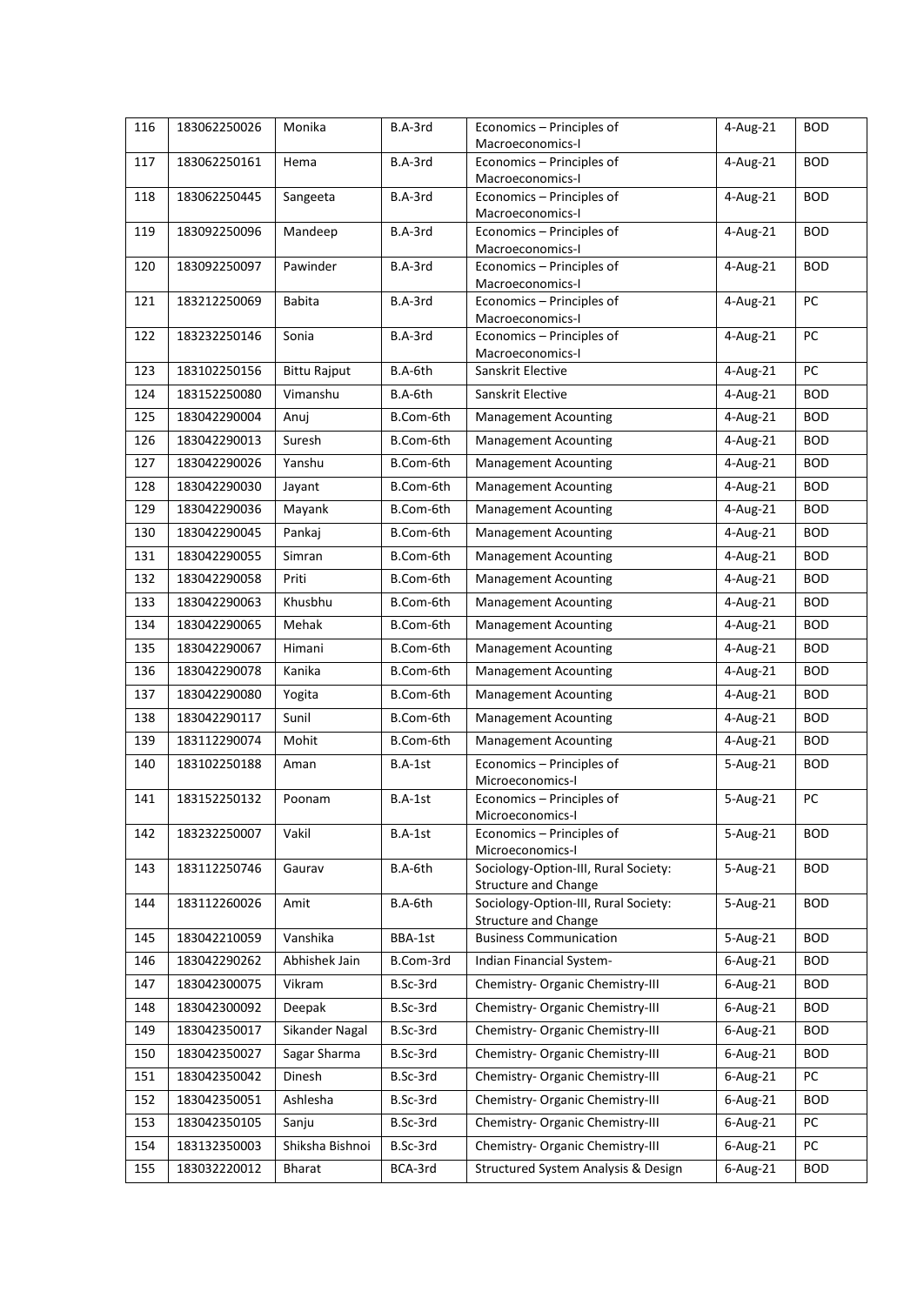| 116 | 183062250026 | Monika | B.A-3rd | Economics – Principles of Macroeconomics-I | 4-Aug-21 | BOD |
|---|---|---|---|---|---|---|
| 117 | 183062250161 | Hema | B.A-3rd | Economics – Principles of Macroeconomics-I | 4-Aug-21 | BOD |
| 118 | 183062250445 | Sangeeta | B.A-3rd | Economics – Principles of Macroeconomics-I | 4-Aug-21 | BOD |
| 119 | 183092250096 | Mandeep | B.A-3rd | Economics – Principles of Macroeconomics-I | 4-Aug-21 | BOD |
| 120 | 183092250097 | Pawinder | B.A-3rd | Economics – Principles of Macroeconomics-I | 4-Aug-21 | BOD |
| 121 | 183212250069 | Babita | B.A-3rd | Economics – Principles of Macroeconomics-I | 4-Aug-21 | PC |
| 122 | 183232250146 | Sonia | B.A-3rd | Economics – Principles of Macroeconomics-I | 4-Aug-21 | PC |
| 123 | 183102250156 | Bittu Rajput | B.A-6th | Sanskrit Elective | 4-Aug-21 | PC |
| 124 | 183152250080 | Vimanshu | B.A-6th | Sanskrit Elective | 4-Aug-21 | BOD |
| 125 | 183042290004 | Anuj | B.Com-6th | Management Acounting | 4-Aug-21 | BOD |
| 126 | 183042290013 | Suresh | B.Com-6th | Management Acounting | 4-Aug-21 | BOD |
| 127 | 183042290026 | Yanshu | B.Com-6th | Management Acounting | 4-Aug-21 | BOD |
| 128 | 183042290030 | Jayant | B.Com-6th | Management Acounting | 4-Aug-21 | BOD |
| 129 | 183042290036 | Mayank | B.Com-6th | Management Acounting | 4-Aug-21 | BOD |
| 130 | 183042290045 | Pankaj | B.Com-6th | Management Acounting | 4-Aug-21 | BOD |
| 131 | 183042290055 | Simran | B.Com-6th | Management Acounting | 4-Aug-21 | BOD |
| 132 | 183042290058 | Priti | B.Com-6th | Management Acounting | 4-Aug-21 | BOD |
| 133 | 183042290063 | Khusbhu | B.Com-6th | Management Acounting | 4-Aug-21 | BOD |
| 134 | 183042290065 | Mehak | B.Com-6th | Management Acounting | 4-Aug-21 | BOD |
| 135 | 183042290067 | Himani | B.Com-6th | Management Acounting | 4-Aug-21 | BOD |
| 136 | 183042290078 | Kanika | B.Com-6th | Management Acounting | 4-Aug-21 | BOD |
| 137 | 183042290080 | Yogita | B.Com-6th | Management Acounting | 4-Aug-21 | BOD |
| 138 | 183042290117 | Sunil | B.Com-6th | Management Acounting | 4-Aug-21 | BOD |
| 139 | 183112290074 | Mohit | B.Com-6th | Management Acounting | 4-Aug-21 | BOD |
| 140 | 183102250188 | Aman | B.A-1st | Economics – Principles of Microeconomics-I | 5-Aug-21 | BOD |
| 141 | 183152250132 | Poonam | B.A-1st | Economics – Principles of Microeconomics-I | 5-Aug-21 | PC |
| 142 | 183232250007 | Vakil | B.A-1st | Economics – Principles of Microeconomics-I | 5-Aug-21 | BOD |
| 143 | 183112250746 | Gaurav | B.A-6th | Sociology-Option-III, Rural Society: Structure and Change | 5-Aug-21 | BOD |
| 144 | 183112260026 | Amit | B.A-6th | Sociology-Option-III, Rural Society: Structure and Change | 5-Aug-21 | BOD |
| 145 | 183042210059 | Vanshika | BBA-1st | Business Communication | 5-Aug-21 | BOD |
| 146 | 183042290262 | Abhishek Jain | B.Com-3rd | Indian Financial System- | 6-Aug-21 | BOD |
| 147 | 183042300075 | Vikram | B.Sc-3rd | Chemistry- Organic Chemistry-III | 6-Aug-21 | BOD |
| 148 | 183042300092 | Deepak | B.Sc-3rd | Chemistry- Organic Chemistry-III | 6-Aug-21 | BOD |
| 149 | 183042350017 | Sikander Nagal | B.Sc-3rd | Chemistry- Organic Chemistry-III | 6-Aug-21 | BOD |
| 150 | 183042350027 | Sagar Sharma | B.Sc-3rd | Chemistry- Organic Chemistry-III | 6-Aug-21 | BOD |
| 151 | 183042350042 | Dinesh | B.Sc-3rd | Chemistry- Organic Chemistry-III | 6-Aug-21 | PC |
| 152 | 183042350051 | Ashlesha | B.Sc-3rd | Chemistry- Organic Chemistry-III | 6-Aug-21 | BOD |
| 153 | 183042350105 | Sanju | B.Sc-3rd | Chemistry- Organic Chemistry-III | 6-Aug-21 | PC |
| 154 | 183132350003 | Shiksha Bishnoi | B.Sc-3rd | Chemistry- Organic Chemistry-III | 6-Aug-21 | PC |
| 155 | 183032220012 | Bharat | BCA-3rd | Structured System Analysis & Design | 6-Aug-21 | BOD |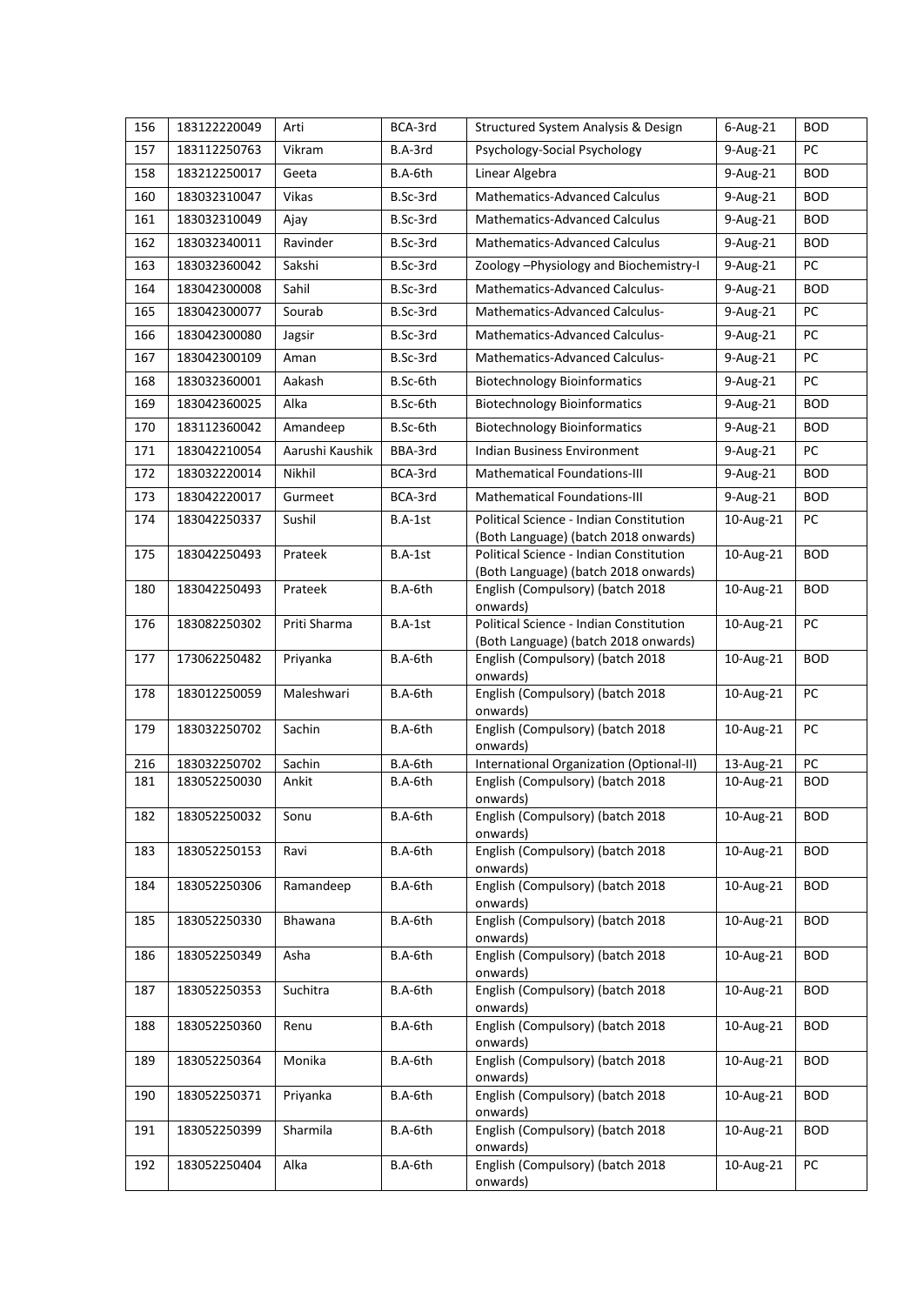| 156 | 183122220049 | Arti | BCA-3rd | Structured System Analysis & Design | 6-Aug-21 | BOD |
|---|---|---|---|---|---|---|
| 157 | 183112250763 | Vikram | B.A-3rd | Psychology-Social Psychology | 9-Aug-21 | PC |
| 158 | 183212250017 | Geeta | B.A-6th | Linear Algebra | 9-Aug-21 | BOD |
| 160 | 183032310047 | Vikas | B.Sc-3rd | Mathematics-Advanced Calculus | 9-Aug-21 | BOD |
| 161 | 183032310049 | Ajay | B.Sc-3rd | Mathematics-Advanced Calculus | 9-Aug-21 | BOD |
| 162 | 183032340011 | Ravinder | B.Sc-3rd | Mathematics-Advanced Calculus | 9-Aug-21 | BOD |
| 163 | 183032360042 | Sakshi | B.Sc-3rd | Zoology –Physiology and Biochemistry-I | 9-Aug-21 | PC |
| 164 | 183042300008 | Sahil | B.Sc-3rd | Mathematics-Advanced Calculus- | 9-Aug-21 | BOD |
| 165 | 183042300077 | Sourab | B.Sc-3rd | Mathematics-Advanced Calculus- | 9-Aug-21 | PC |
| 166 | 183042300080 | Jagsir | B.Sc-3rd | Mathematics-Advanced Calculus- | 9-Aug-21 | PC |
| 167 | 183042300109 | Aman | B.Sc-3rd | Mathematics-Advanced Calculus- | 9-Aug-21 | PC |
| 168 | 183032360001 | Aakash | B.Sc-6th | Biotechnology Bioinformatics | 9-Aug-21 | PC |
| 169 | 183042360025 | Alka | B.Sc-6th | Biotechnology Bioinformatics | 9-Aug-21 | BOD |
| 170 | 183112360042 | Amandeep | B.Sc-6th | Biotechnology Bioinformatics | 9-Aug-21 | BOD |
| 171 | 183042210054 | Aarushi Kaushik | BBA-3rd | Indian Business Environment | 9-Aug-21 | PC |
| 172 | 183032220014 | Nikhil | BCA-3rd | Mathematical Foundations-III | 9-Aug-21 | BOD |
| 173 | 183042220017 | Gurmeet | BCA-3rd | Mathematical Foundations-III | 9-Aug-21 | BOD |
| 174 | 183042250337 | Sushil | B.A-1st | Political Science - Indian Constitution (Both Language) (batch 2018 onwards) | 10-Aug-21 | PC |
| 175 | 183042250493 | Prateek | B.A-1st | Political Science - Indian Constitution (Both Language) (batch 2018 onwards) | 10-Aug-21 | BOD |
| 180 | 183042250493 | Prateek | B.A-6th | English (Compulsory) (batch 2018 onwards) | 10-Aug-21 | BOD |
| 176 | 183082250302 | Priti Sharma | B.A-1st | Political Science - Indian Constitution (Both Language) (batch 2018 onwards) | 10-Aug-21 | PC |
| 177 | 173062250482 | Priyanka | B.A-6th | English (Compulsory) (batch 2018 onwards) | 10-Aug-21 | BOD |
| 178 | 183012250059 | Maleshwari | B.A-6th | English (Compulsory) (batch 2018 onwards) | 10-Aug-21 | PC |
| 179 | 183032250702 | Sachin | B.A-6th | English (Compulsory) (batch 2018 onwards) | 10-Aug-21 | PC |
| 216 | 183032250702 | Sachin | B.A-6th | International Organization (Optional-II) | 13-Aug-21 | PC |
| 181 | 183052250030 | Ankit | B.A-6th | English (Compulsory) (batch 2018 onwards) | 10-Aug-21 | BOD |
| 182 | 183052250032 | Sonu | B.A-6th | English (Compulsory) (batch 2018 onwards) | 10-Aug-21 | BOD |
| 183 | 183052250153 | Ravi | B.A-6th | English (Compulsory) (batch 2018 onwards) | 10-Aug-21 | BOD |
| 184 | 183052250306 | Ramandeep | B.A-6th | English (Compulsory) (batch 2018 onwards) | 10-Aug-21 | BOD |
| 185 | 183052250330 | Bhawana | B.A-6th | English (Compulsory) (batch 2018 onwards) | 10-Aug-21 | BOD |
| 186 | 183052250349 | Asha | B.A-6th | English (Compulsory) (batch 2018 onwards) | 10-Aug-21 | BOD |
| 187 | 183052250353 | Suchitra | B.A-6th | English (Compulsory) (batch 2018 onwards) | 10-Aug-21 | BOD |
| 188 | 183052250360 | Renu | B.A-6th | English (Compulsory) (batch 2018 onwards) | 10-Aug-21 | BOD |
| 189 | 183052250364 | Monika | B.A-6th | English (Compulsory) (batch 2018 onwards) | 10-Aug-21 | BOD |
| 190 | 183052250371 | Priyanka | B.A-6th | English (Compulsory) (batch 2018 onwards) | 10-Aug-21 | BOD |
| 191 | 183052250399 | Sharmila | B.A-6th | English (Compulsory) (batch 2018 onwards) | 10-Aug-21 | BOD |
| 192 | 183052250404 | Alka | B.A-6th | English (Compulsory) (batch 2018 onwards) | 10-Aug-21 | PC |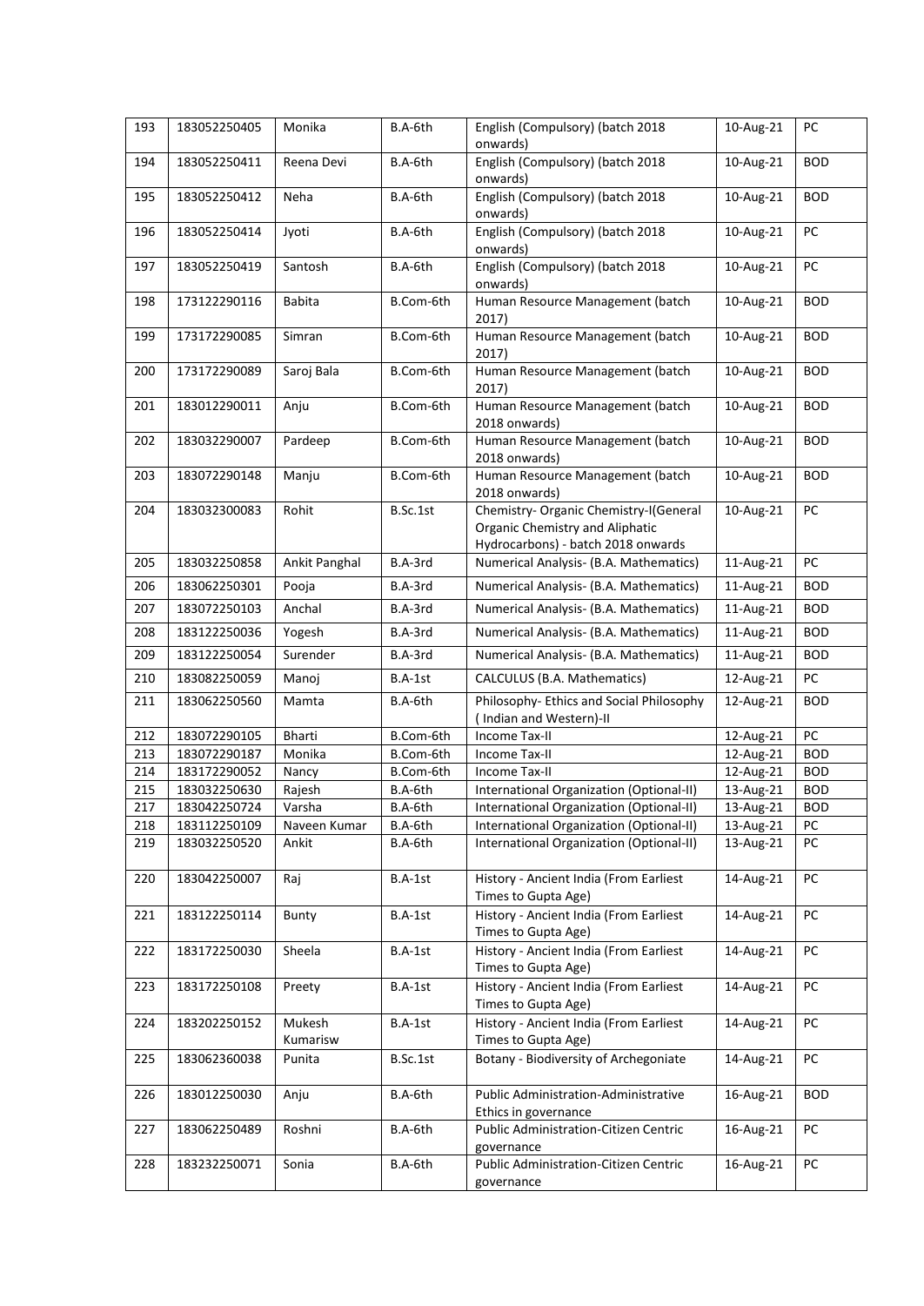| 193 | 183052250405 | Monika | B.A-6th | English (Compulsory) (batch 2018 onwards) | 10-Aug-21 | PC |
|---|---|---|---|---|---|---|
| 194 | 183052250411 | Reena Devi | B.A-6th | English (Compulsory) (batch 2018 onwards) | 10-Aug-21 | BOD |
| 195 | 183052250412 | Neha | B.A-6th | English (Compulsory) (batch 2018 onwards) | 10-Aug-21 | BOD |
| 196 | 183052250414 | Jyoti | B.A-6th | English (Compulsory) (batch 2018 onwards) | 10-Aug-21 | PC |
| 197 | 183052250419 | Santosh | B.A-6th | English (Compulsory) (batch 2018 onwards) | 10-Aug-21 | PC |
| 198 | 173122290116 | Babita | B.Com-6th | Human Resource Management (batch 2017) | 10-Aug-21 | BOD |
| 199 | 173172290085 | Simran | B.Com-6th | Human Resource Management (batch 2017) | 10-Aug-21 | BOD |
| 200 | 173172290089 | Saroj Bala | B.Com-6th | Human Resource Management (batch 2017) | 10-Aug-21 | BOD |
| 201 | 183012290011 | Anju | B.Com-6th | Human Resource Management (batch 2018 onwards) | 10-Aug-21 | BOD |
| 202 | 183032290007 | Pardeep | B.Com-6th | Human Resource Management (batch 2018 onwards) | 10-Aug-21 | BOD |
| 203 | 183072290148 | Manju | B.Com-6th | Human Resource Management (batch 2018 onwards) | 10-Aug-21 | BOD |
| 204 | 183032300083 | Rohit | B.Sc.1st | Chemistry- Organic Chemistry-I(General Organic Chemistry and Aliphatic Hydrocarbons) - batch 2018 onwards | 10-Aug-21 | PC |
| 205 | 183032250858 | Ankit Panghal | B.A-3rd | Numerical Analysis- (B.A. Mathematics) | 11-Aug-21 | PC |
| 206 | 183062250301 | Pooja | B.A-3rd | Numerical Analysis- (B.A. Mathematics) | 11-Aug-21 | BOD |
| 207 | 183072250103 | Anchal | B.A-3rd | Numerical Analysis- (B.A. Mathematics) | 11-Aug-21 | BOD |
| 208 | 183122250036 | Yogesh | B.A-3rd | Numerical Analysis- (B.A. Mathematics) | 11-Aug-21 | BOD |
| 209 | 183122250054 | Surender | B.A-3rd | Numerical Analysis- (B.A. Mathematics) | 11-Aug-21 | BOD |
| 210 | 183082250059 | Manoj | B.A-1st | CALCULUS (B.A. Mathematics) | 12-Aug-21 | PC |
| 211 | 183062250560 | Mamta | B.A-6th | Philosophy- Ethics and Social Philosophy ( Indian and Western)-II | 12-Aug-21 | BOD |
| 212 | 183072290105 | Bharti | B.Com-6th | Income Tax-II | 12-Aug-21 | PC |
| 213 | 183072290187 | Monika | B.Com-6th | Income Tax-II | 12-Aug-21 | BOD |
| 214 | 183172290052 | Nancy | B.Com-6th | Income Tax-II | 12-Aug-21 | BOD |
| 215 | 183032250630 | Rajesh | B.A-6th | International Organization (Optional-II) | 13-Aug-21 | BOD |
| 217 | 183042250724 | Varsha | B.A-6th | International Organization (Optional-II) | 13-Aug-21 | BOD |
| 218 | 183112250109 | Naveen Kumar | B.A-6th | International Organization (Optional-II) | 13-Aug-21 | PC |
| 219 | 183032250520 | Ankit | B.A-6th | International Organization (Optional-II) | 13-Aug-21 | PC |
| 220 | 183042250007 | Raj | B.A-1st | History - Ancient India (From Earliest Times to Gupta Age) | 14-Aug-21 | PC |
| 221 | 183122250114 | Bunty | B.A-1st | History - Ancient India (From Earliest Times to Gupta Age) | 14-Aug-21 | PC |
| 222 | 183172250030 | Sheela | B.A-1st | History - Ancient India (From Earliest Times to Gupta Age) | 14-Aug-21 | PC |
| 223 | 183172250108 | Preety | B.A-1st | History - Ancient India (From Earliest Times to Gupta Age) | 14-Aug-21 | PC |
| 224 | 183202250152 | Mukesh Kumarisw | B.A-1st | History - Ancient India (From Earliest Times to Gupta Age) | 14-Aug-21 | PC |
| 225 | 183062360038 | Punita | B.Sc.1st | Botany - Biodiversity of Archegoniate | 14-Aug-21 | PC |
| 226 | 183012250030 | Anju | B.A-6th | Public Administration-Administrative Ethics in governance | 16-Aug-21 | BOD |
| 227 | 183062250489 | Roshni | B.A-6th | Public Administration-Citizen Centric governance | 16-Aug-21 | PC |
| 228 | 183232250071 | Sonia | B.A-6th | Public Administration-Citizen Centric governance | 16-Aug-21 | PC |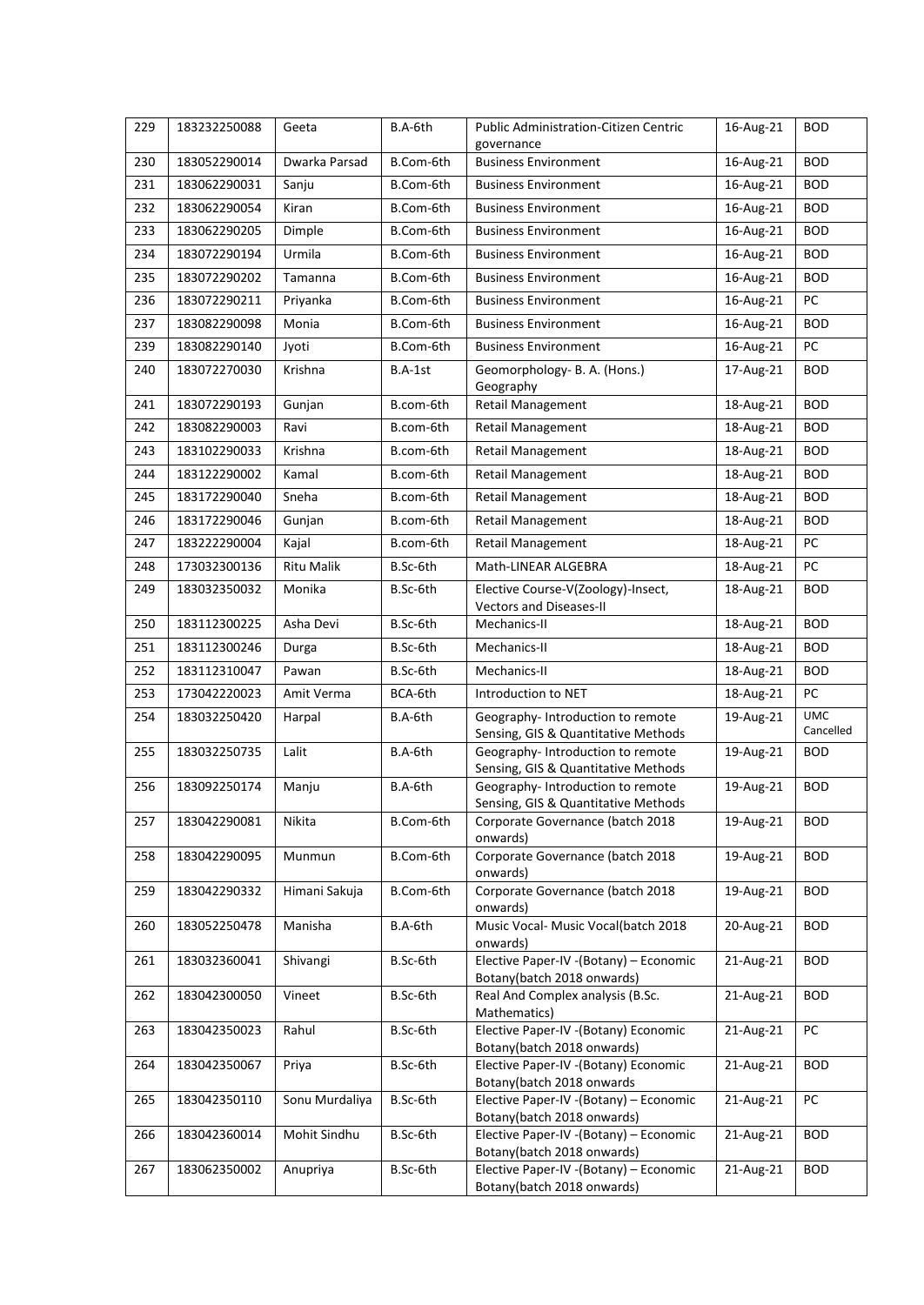| 229 | 183232250088 | Geeta | B.A-6th | Public Administration-Citizen Centric governance | 16-Aug-21 | BOD |
|---|---|---|---|---|---|---|
| 230 | 183052290014 | Dwarka Parsad | B.Com-6th | Business Environment | 16-Aug-21 | BOD |
| 231 | 183062290031 | Sanju | B.Com-6th | Business Environment | 16-Aug-21 | BOD |
| 232 | 183062290054 | Kiran | B.Com-6th | Business Environment | 16-Aug-21 | BOD |
| 233 | 183062290205 | Dimple | B.Com-6th | Business Environment | 16-Aug-21 | BOD |
| 234 | 183072290194 | Urmila | B.Com-6th | Business Environment | 16-Aug-21 | BOD |
| 235 | 183072290202 | Tamanna | B.Com-6th | Business Environment | 16-Aug-21 | BOD |
| 236 | 183072290211 | Priyanka | B.Com-6th | Business Environment | 16-Aug-21 | PC |
| 237 | 183082290098 | Monia | B.Com-6th | Business Environment | 16-Aug-21 | BOD |
| 239 | 183082290140 | Jyoti | B.Com-6th | Business Environment | 16-Aug-21 | PC |
| 240 | 183072270030 | Krishna | B.A-1st | Geomorphology- B. A. (Hons.) Geography | 17-Aug-21 | BOD |
| 241 | 183072290193 | Gunjan | B.com-6th | Retail Management | 18-Aug-21 | BOD |
| 242 | 183082290003 | Ravi | B.com-6th | Retail Management | 18-Aug-21 | BOD |
| 243 | 183102290033 | Krishna | B.com-6th | Retail Management | 18-Aug-21 | BOD |
| 244 | 183122290002 | Kamal | B.com-6th | Retail Management | 18-Aug-21 | BOD |
| 245 | 183172290040 | Sneha | B.com-6th | Retail Management | 18-Aug-21 | BOD |
| 246 | 183172290046 | Gunjan | B.com-6th | Retail Management | 18-Aug-21 | BOD |
| 247 | 183222290004 | Kajal | B.com-6th | Retail Management | 18-Aug-21 | PC |
| 248 | 173032300136 | Ritu Malik | B.Sc-6th | Math-LINEAR ALGEBRA | 18-Aug-21 | PC |
| 249 | 183032350032 | Monika | B.Sc-6th | Elective Course-V(Zoology)-Insect, Vectors and Diseases-II | 18-Aug-21 | BOD |
| 250 | 183112300225 | Asha Devi | B.Sc-6th | Mechanics-II | 18-Aug-21 | BOD |
| 251 | 183112300246 | Durga | B.Sc-6th | Mechanics-II | 18-Aug-21 | BOD |
| 252 | 183112310047 | Pawan | B.Sc-6th | Mechanics-II | 18-Aug-21 | BOD |
| 253 | 173042220023 | Amit Verma | BCA-6th | Introduction to NET | 18-Aug-21 | PC |
| 254 | 183032250420 | Harpal | B.A-6th | Geography- Introduction to remote Sensing, GIS & Quantitative Methods | 19-Aug-21 | UMC Cancelled |
| 255 | 183032250735 | Lalit | B.A-6th | Geography- Introduction to remote Sensing, GIS & Quantitative Methods | 19-Aug-21 | BOD |
| 256 | 183092250174 | Manju | B.A-6th | Geography- Introduction to remote Sensing, GIS & Quantitative Methods | 19-Aug-21 | BOD |
| 257 | 183042290081 | Nikita | B.Com-6th | Corporate Governance (batch 2018 onwards) | 19-Aug-21 | BOD |
| 258 | 183042290095 | Munmun | B.Com-6th | Corporate Governance (batch 2018 onwards) | 19-Aug-21 | BOD |
| 259 | 183042290332 | Himani Sakuja | B.Com-6th | Corporate Governance (batch 2018 onwards) | 19-Aug-21 | BOD |
| 260 | 183052250478 | Manisha | B.A-6th | Music Vocal- Music Vocal(batch 2018 onwards) | 20-Aug-21 | BOD |
| 261 | 183032360041 | Shivangi | B.Sc-6th | Elective Paper-IV -(Botany) – Economic Botany(batch 2018 onwards) | 21-Aug-21 | BOD |
| 262 | 183042300050 | Vineet | B.Sc-6th | Real And Complex analysis (B.Sc. Mathematics) | 21-Aug-21 | BOD |
| 263 | 183042350023 | Rahul | B.Sc-6th | Elective Paper-IV -(Botany) Economic Botany(batch 2018 onwards) | 21-Aug-21 | PC |
| 264 | 183042350067 | Priya | B.Sc-6th | Elective Paper-IV -(Botany) Economic Botany(batch 2018 onwards | 21-Aug-21 | BOD |
| 265 | 183042350110 | Sonu Murdaliya | B.Sc-6th | Elective Paper-IV -(Botany) – Economic Botany(batch 2018 onwards) | 21-Aug-21 | PC |
| 266 | 183042360014 | Mohit Sindhu | B.Sc-6th | Elective Paper-IV -(Botany) – Economic Botany(batch 2018 onwards) | 21-Aug-21 | BOD |
| 267 | 183062350002 | Anupriya | B.Sc-6th | Elective Paper-IV -(Botany) – Economic Botany(batch 2018 onwards) | 21-Aug-21 | BOD |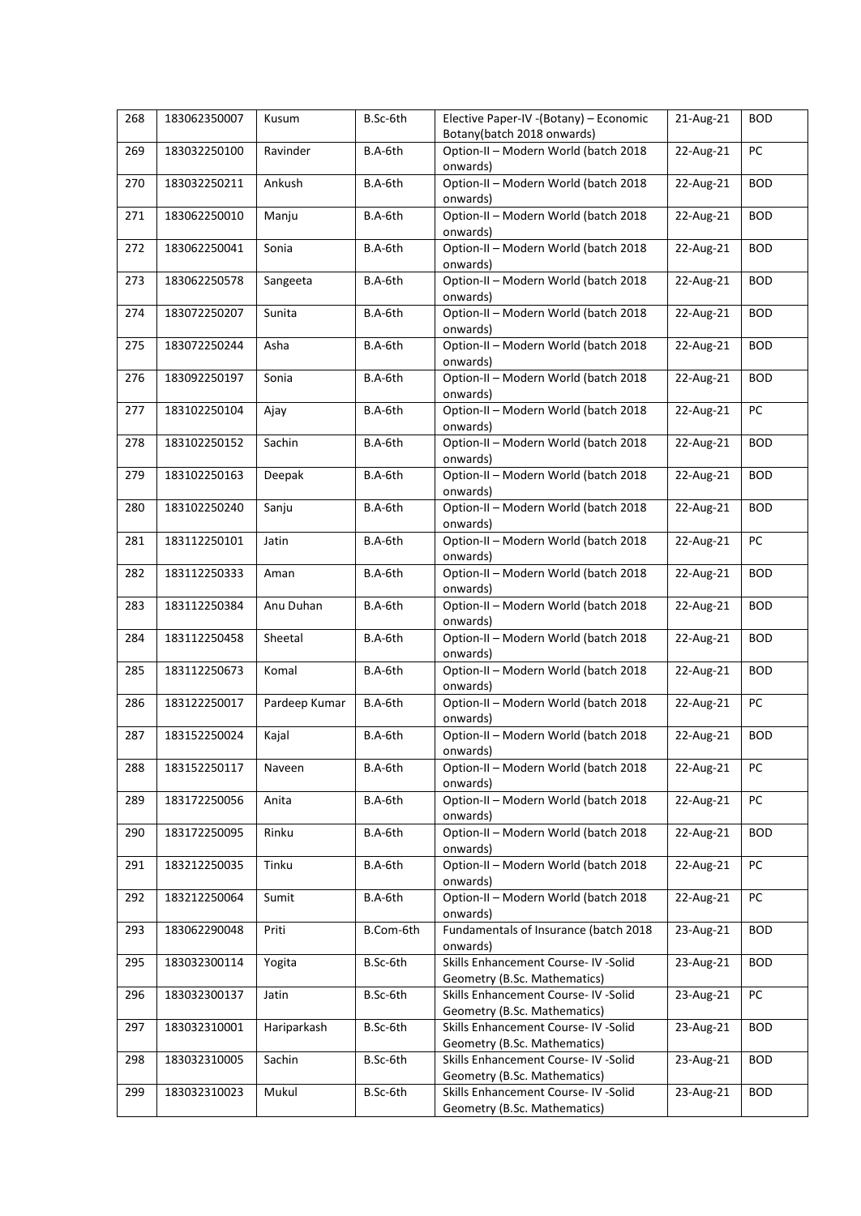| 268 | 183062350007 | Kusum | B.Sc-6th | Elective Paper-IV -(Botany) – Economic Botany(batch 2018 onwards) | 21-Aug-21 | BOD |
|---|---|---|---|---|---|---|
| 269 | 183032250100 | Ravinder | B.A-6th | Option-II – Modern World (batch 2018 onwards) | 22-Aug-21 | PC |
| 270 | 183032250211 | Ankush | B.A-6th | Option-II – Modern World (batch 2018 onwards) | 22-Aug-21 | BOD |
| 271 | 183062250010 | Manju | B.A-6th | Option-II – Modern World (batch 2018 onwards) | 22-Aug-21 | BOD |
| 272 | 183062250041 | Sonia | B.A-6th | Option-II – Modern World (batch 2018 onwards) | 22-Aug-21 | BOD |
| 273 | 183062250578 | Sangeeta | B.A-6th | Option-II – Modern World (batch 2018 onwards) | 22-Aug-21 | BOD |
| 274 | 183072250207 | Sunita | B.A-6th | Option-II – Modern World (batch 2018 onwards) | 22-Aug-21 | BOD |
| 275 | 183072250244 | Asha | B.A-6th | Option-II – Modern World (batch 2018 onwards) | 22-Aug-21 | BOD |
| 276 | 183092250197 | Sonia | B.A-6th | Option-II – Modern World (batch 2018 onwards) | 22-Aug-21 | BOD |
| 277 | 183102250104 | Ajay | B.A-6th | Option-II – Modern World (batch 2018 onwards) | 22-Aug-21 | PC |
| 278 | 183102250152 | Sachin | B.A-6th | Option-II – Modern World (batch 2018 onwards) | 22-Aug-21 | BOD |
| 279 | 183102250163 | Deepak | B.A-6th | Option-II – Modern World (batch 2018 onwards) | 22-Aug-21 | BOD |
| 280 | 183102250240 | Sanju | B.A-6th | Option-II – Modern World (batch 2018 onwards) | 22-Aug-21 | BOD |
| 281 | 183112250101 | Jatin | B.A-6th | Option-II – Modern World (batch 2018 onwards) | 22-Aug-21 | PC |
| 282 | 183112250333 | Aman | B.A-6th | Option-II – Modern World (batch 2018 onwards) | 22-Aug-21 | BOD |
| 283 | 183112250384 | Anu Duhan | B.A-6th | Option-II – Modern World (batch 2018 onwards) | 22-Aug-21 | BOD |
| 284 | 183112250458 | Sheetal | B.A-6th | Option-II – Modern World (batch 2018 onwards) | 22-Aug-21 | BOD |
| 285 | 183112250673 | Komal | B.A-6th | Option-II – Modern World (batch 2018 onwards) | 22-Aug-21 | BOD |
| 286 | 183122250017 | Pardeep Kumar | B.A-6th | Option-II – Modern World (batch 2018 onwards) | 22-Aug-21 | PC |
| 287 | 183152250024 | Kajal | B.A-6th | Option-II – Modern World (batch 2018 onwards) | 22-Aug-21 | BOD |
| 288 | 183152250117 | Naveen | B.A-6th | Option-II – Modern World (batch 2018 onwards) | 22-Aug-21 | PC |
| 289 | 183172250056 | Anita | B.A-6th | Option-II – Modern World (batch 2018 onwards) | 22-Aug-21 | PC |
| 290 | 183172250095 | Rinku | B.A-6th | Option-II – Modern World (batch 2018 onwards) | 22-Aug-21 | BOD |
| 291 | 183212250035 | Tinku | B.A-6th | Option-II – Modern World (batch 2018 onwards) | 22-Aug-21 | PC |
| 292 | 183212250064 | Sumit | B.A-6th | Option-II – Modern World (batch 2018 onwards) | 22-Aug-21 | PC |
| 293 | 183062290048 | Priti | B.Com-6th | Fundamentals of Insurance (batch 2018 onwards) | 23-Aug-21 | BOD |
| 295 | 183032300114 | Yogita | B.Sc-6th | Skills Enhancement Course- IV -Solid Geometry (B.Sc. Mathematics) | 23-Aug-21 | BOD |
| 296 | 183032300137 | Jatin | B.Sc-6th | Skills Enhancement Course- IV -Solid Geometry (B.Sc. Mathematics) | 23-Aug-21 | PC |
| 297 | 183032310001 | Hariparkash | B.Sc-6th | Skills Enhancement Course- IV -Solid Geometry (B.Sc. Mathematics) | 23-Aug-21 | BOD |
| 298 | 183032310005 | Sachin | B.Sc-6th | Skills Enhancement Course- IV -Solid Geometry (B.Sc. Mathematics) | 23-Aug-21 | BOD |
| 299 | 183032310023 | Mukul | B.Sc-6th | Skills Enhancement Course- IV -Solid Geometry (B.Sc. Mathematics) | 23-Aug-21 | BOD |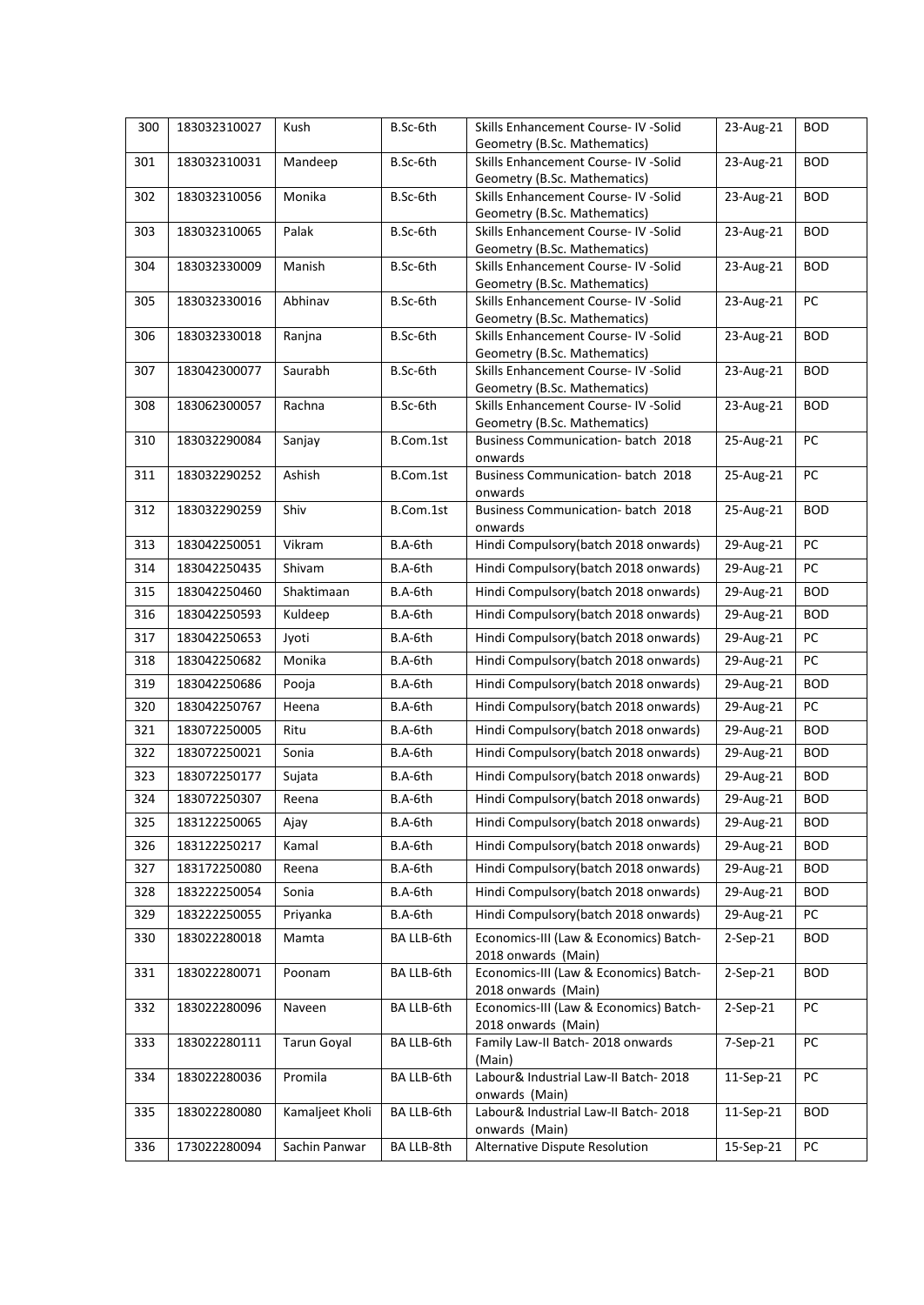| 300 | 183032310027 | Kush | B.Sc-6th | Skills Enhancement Course- IV -Solid Geometry (B.Sc. Mathematics) | 23-Aug-21 | BOD |
|---|---|---|---|---|---|---|
| 301 | 183032310031 | Mandeep | B.Sc-6th | Skills Enhancement Course- IV -Solid Geometry (B.Sc. Mathematics) | 23-Aug-21 | BOD |
| 302 | 183032310056 | Monika | B.Sc-6th | Skills Enhancement Course- IV -Solid Geometry (B.Sc. Mathematics) | 23-Aug-21 | BOD |
| 303 | 183032310065 | Palak | B.Sc-6th | Skills Enhancement Course- IV -Solid Geometry (B.Sc. Mathematics) | 23-Aug-21 | BOD |
| 304 | 183032330009 | Manish | B.Sc-6th | Skills Enhancement Course- IV -Solid Geometry (B.Sc. Mathematics) | 23-Aug-21 | BOD |
| 305 | 183032330016 | Abhinav | B.Sc-6th | Skills Enhancement Course- IV -Solid Geometry (B.Sc. Mathematics) | 23-Aug-21 | PC |
| 306 | 183032330018 | Ranjna | B.Sc-6th | Skills Enhancement Course- IV -Solid Geometry (B.Sc. Mathematics) | 23-Aug-21 | BOD |
| 307 | 183042300077 | Saurabh | B.Sc-6th | Skills Enhancement Course- IV -Solid Geometry (B.Sc. Mathematics) | 23-Aug-21 | BOD |
| 308 | 183062300057 | Rachna | B.Sc-6th | Skills Enhancement Course- IV -Solid Geometry (B.Sc. Mathematics) | 23-Aug-21 | BOD |
| 310 | 183032290084 | Sanjay | B.Com.1st | Business Communication- batch 2018 onwards | 25-Aug-21 | PC |
| 311 | 183032290252 | Ashish | B.Com.1st | Business Communication- batch 2018 onwards | 25-Aug-21 | PC |
| 312 | 183032290259 | Shiv | B.Com.1st | Business Communication- batch 2018 onwards | 25-Aug-21 | BOD |
| 313 | 183042250051 | Vikram | B.A-6th | Hindi Compulsory(batch 2018 onwards) | 29-Aug-21 | PC |
| 314 | 183042250435 | Shivam | B.A-6th | Hindi Compulsory(batch 2018 onwards) | 29-Aug-21 | PC |
| 315 | 183042250460 | Shaktimaan | B.A-6th | Hindi Compulsory(batch 2018 onwards) | 29-Aug-21 | BOD |
| 316 | 183042250593 | Kuldeep | B.A-6th | Hindi Compulsory(batch 2018 onwards) | 29-Aug-21 | BOD |
| 317 | 183042250653 | Jyoti | B.A-6th | Hindi Compulsory(batch 2018 onwards) | 29-Aug-21 | PC |
| 318 | 183042250682 | Monika | B.A-6th | Hindi Compulsory(batch 2018 onwards) | 29-Aug-21 | PC |
| 319 | 183042250686 | Pooja | B.A-6th | Hindi Compulsory(batch 2018 onwards) | 29-Aug-21 | BOD |
| 320 | 183042250767 | Heena | B.A-6th | Hindi Compulsory(batch 2018 onwards) | 29-Aug-21 | PC |
| 321 | 183072250005 | Ritu | B.A-6th | Hindi Compulsory(batch 2018 onwards) | 29-Aug-21 | BOD |
| 322 | 183072250021 | Sonia | B.A-6th | Hindi Compulsory(batch 2018 onwards) | 29-Aug-21 | BOD |
| 323 | 183072250177 | Sujata | B.A-6th | Hindi Compulsory(batch 2018 onwards) | 29-Aug-21 | BOD |
| 324 | 183072250307 | Reena | B.A-6th | Hindi Compulsory(batch 2018 onwards) | 29-Aug-21 | BOD |
| 325 | 183122250065 | Ajay | B.A-6th | Hindi Compulsory(batch 2018 onwards) | 29-Aug-21 | BOD |
| 326 | 183122250217 | Kamal | B.A-6th | Hindi Compulsory(batch 2018 onwards) | 29-Aug-21 | BOD |
| 327 | 183172250080 | Reena | B.A-6th | Hindi Compulsory(batch 2018 onwards) | 29-Aug-21 | BOD |
| 328 | 183222250054 | Sonia | B.A-6th | Hindi Compulsory(batch 2018 onwards) | 29-Aug-21 | BOD |
| 329 | 183222250055 | Priyanka | B.A-6th | Hindi Compulsory(batch 2018 onwards) | 29-Aug-21 | PC |
| 330 | 183022280018 | Mamta | BA LLB-6th | Economics-III (Law & Economics) Batch-2018 onwards (Main) | 2-Sep-21 | BOD |
| 331 | 183022280071 | Poonam | BA LLB-6th | Economics-III (Law & Economics) Batch-2018 onwards (Main) | 2-Sep-21 | BOD |
| 332 | 183022280096 | Naveen | BA LLB-6th | Economics-III (Law & Economics) Batch-2018 onwards (Main) | 2-Sep-21 | PC |
| 333 | 183022280111 | Tarun Goyal | BA LLB-6th | Family Law-II Batch- 2018 onwards (Main) | 7-Sep-21 | PC |
| 334 | 183022280036 | Promila | BA LLB-6th | Labour& Industrial Law-II Batch- 2018 onwards (Main) | 11-Sep-21 | PC |
| 335 | 183022280080 | Kamaljeet Kholi | BA LLB-6th | Labour& Industrial Law-II Batch- 2018 onwards (Main) | 11-Sep-21 | BOD |
| 336 | 173022280094 | Sachin Panwar | BA LLB-8th | Alternative Dispute Resolution | 15-Sep-21 | PC |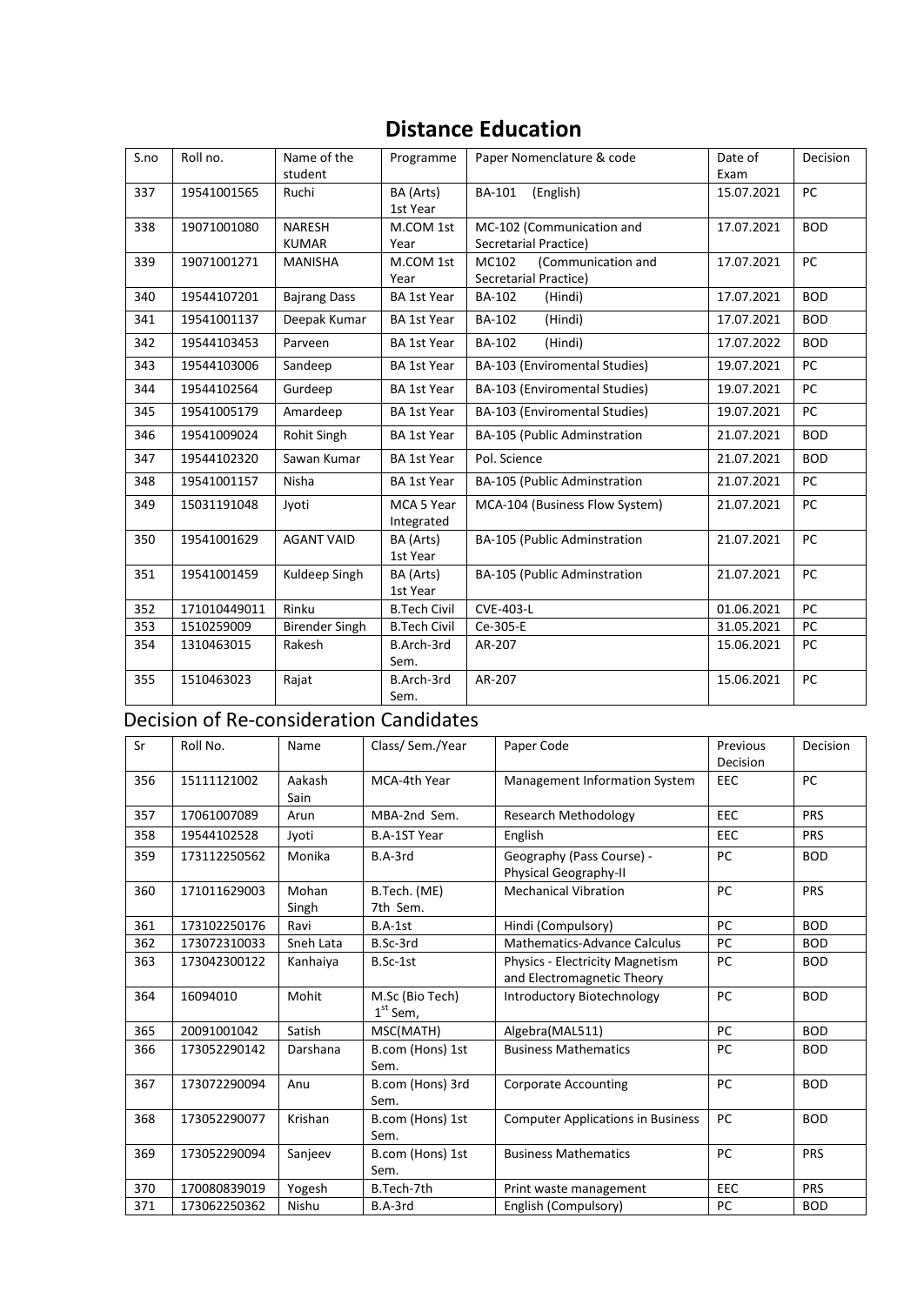# Distance Education

| S.no | Roll no. | Name of the student | Programme | Paper Nomenclature & code | Date of Exam | Decision |
|---|---|---|---|---|---|---|
| 337 | 19541001565 | Ruchi | BA (Arts) 1st Year | BA-101 (English) | 15.07.2021 | PC |
| 338 | 19071001080 | NARESH KUMAR | M.COM 1st Year | MC-102 (Communication and Secretarial Practice) | 17.07.2021 | BOD |
| 339 | 19071001271 | MANISHA | M.COM 1st Year | MC102 (Communication and Secretarial Practice) | 17.07.2021 | PC |
| 340 | 19544107201 | Bajrang Dass | BA 1st Year | BA-102 (Hindi) | 17.07.2021 | BOD |
| 341 | 19541001137 | Deepak Kumar | BA 1st Year | BA-102 (Hindi) | 17.07.2021 | BOD |
| 342 | 19544103453 | Parveen | BA 1st Year | BA-102 (Hindi) | 17.07.2022 | BOD |
| 343 | 19544103006 | Sandeep | BA 1st Year | BA-103 (Enviromental Studies) | 19.07.2021 | PC |
| 344 | 19544102564 | Gurdeep | BA 1st Year | BA-103 (Enviromental Studies) | 19.07.2021 | PC |
| 345 | 19541005179 | Amardeep | BA 1st Year | BA-103 (Enviromental Studies) | 19.07.2021 | PC |
| 346 | 19541009024 | Rohit Singh | BA 1st Year | BA-105 (Public Adminstration | 21.07.2021 | BOD |
| 347 | 19544102320 | Sawan Kumar | BA 1st Year | Pol. Science | 21.07.2021 | BOD |
| 348 | 19541001157 | Nisha | BA 1st Year | BA-105 (Public Adminstration | 21.07.2021 | PC |
| 349 | 15031191048 | Jyoti | MCA 5 Year Integrated | MCA-104 (Business Flow System) | 21.07.2021 | PC |
| 350 | 19541001629 | AGANT VAID | BA (Arts) 1st Year | BA-105 (Public Adminstration | 21.07.2021 | PC |
| 351 | 19541001459 | Kuldeep Singh | BA (Arts) 1st Year | BA-105 (Public Adminstration | 21.07.2021 | PC |
| 352 | 171010449011 | Rinku | B.Tech Civil | CVE-403-L | 01.06.2021 | PC |
| 353 | 1510259009 | Birender Singh | B.Tech Civil | Ce-305-E | 31.05.2021 | PC |
| 354 | 1310463015 | Rakesh | B.Arch-3rd Sem. | AR-207 | 15.06.2021 | PC |
| 355 | 1510463023 | Rajat | B.Arch-3rd Sem. | AR-207 | 15.06.2021 | PC |

## Decision of Re-consideration Candidates

| Sr | Roll No. | Name | Class/ Sem./Year | Paper Code | Previous Decision | Decision |
|---|---|---|---|---|---|---|
| 356 | 15111121002 | Aakash Sain | MCA-4th Year | Management Information System | EEC | PC |
| 357 | 17061007089 | Arun | MBA-2nd Sem. | Research Methodology | EEC | PRS |
| 358 | 19544102528 | Jyoti | B.A-1ST Year | English | EEC | PRS |
| 359 | 173112250562 | Monika | B.A-3rd | Geography (Pass Course) - Physical Geography-II | PC | BOD |
| 360 | 171011629003 | Mohan Singh | B.Tech. (ME) 7th Sem. | Mechanical Vibration | PC | PRS |
| 361 | 173102250176 | Ravi | B.A-1st | Hindi (Compulsory) | PC | BOD |
| 362 | 173072310033 | Sneh Lata | B.Sc-3rd | Mathematics-Advance Calculus | PC | BOD |
| 363 | 173042300122 | Kanhaiya | B.Sc-1st | Physics - Electricity Magnetism and Electromagnetic Theory | PC | BOD |
| 364 | 16094010 | Mohit | M.Sc (Bio Tech) 1st Sem, | Introductory Biotechnology | PC | BOD |
| 365 | 20091001042 | Satish | MSC(MATH) | Algebra(MAL511) | PC | BOD |
| 366 | 173052290142 | Darshana | B.com (Hons) 1st Sem. | Business Mathematics | PC | BOD |
| 367 | 173072290094 | Anu | B.com (Hons) 3rd Sem. | Corporate Accounting | PC | BOD |
| 368 | 173052290077 | Krishan | B.com (Hons) 1st Sem. | Computer Applications in Business | PC | BOD |
| 369 | 173052290094 | Sanjeev | B.com (Hons) 1st Sem. | Business Mathematics | PC | PRS |
| 370 | 170080839019 | Yogesh | B.Tech-7th | Print waste management | EEC | PRS |
| 371 | 173062250362 | Nishu | B.A-3rd | English (Compulsory) | PC | BOD |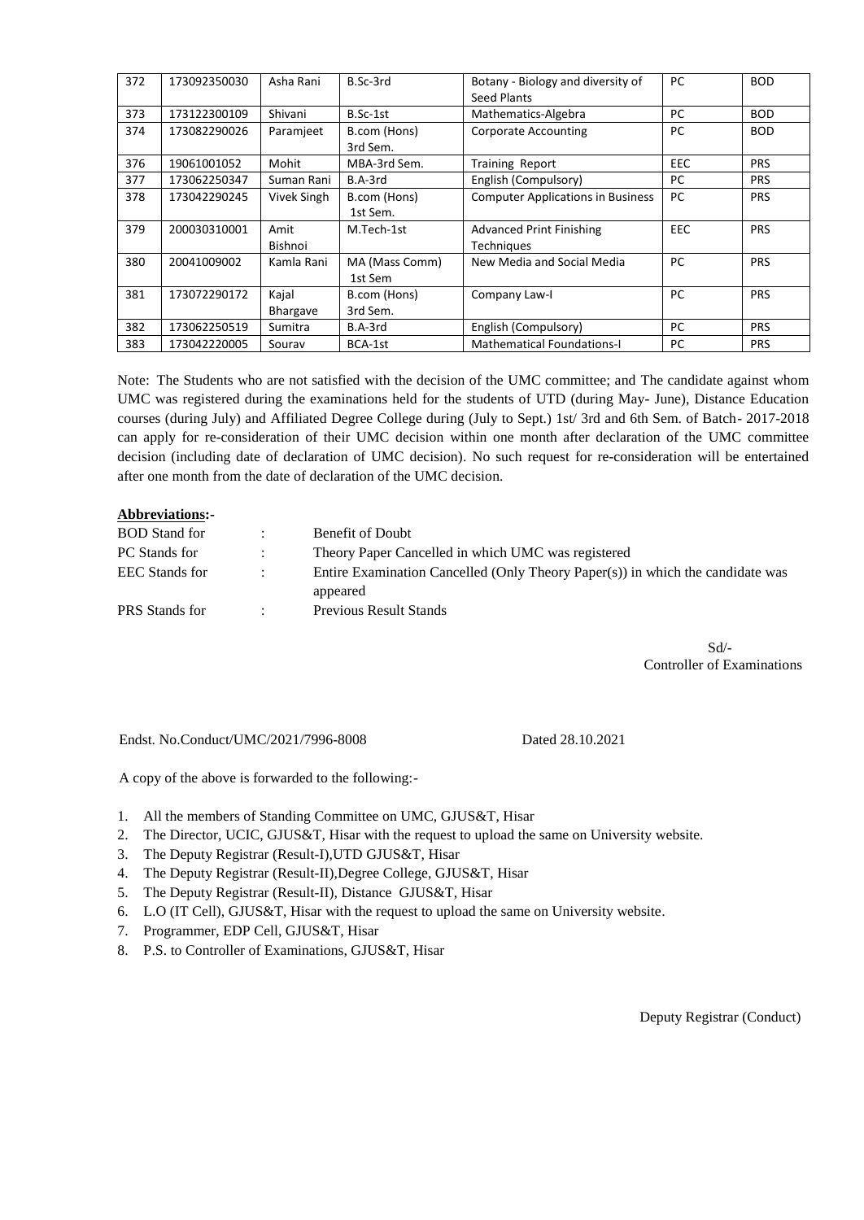| | | | | | | |
|---|---|---|---|---|---|---|
| 372 | 173092350030 | Asha Rani | B.Sc-3rd | Botany - Biology and diversity of Seed Plants | PC | BOD |
| 373 | 173122300109 | Shivani | B.Sc-1st | Mathematics-Algebra | PC | BOD |
| 374 | 173082290026 | Paramjeet | B.com (Hons) 3rd Sem. | Corporate Accounting | PC | BOD |
| 376 | 19061001052 | Mohit | MBA-3rd Sem. | Training Report | EEC | PRS |
| 377 | 173062250347 | Suman Rani | B.A-3rd | English (Compulsory) | PC | PRS |
| 378 | 173042290245 | Vivek Singh | B.com (Hons) 1st Sem. | Computer Applications in Business | PC | PRS |
| 379 | 200030310001 | Amit Bishnoi | M.Tech-1st | Advanced Print Finishing Techniques | EEC | PRS |
| 380 | 20041009002 | Kamla Rani | MA (Mass Comm) 1st Sem | New Media and Social Media | PC | PRS |
| 381 | 173072290172 | Kajal Bhargave | B.com (Hons) 3rd Sem. | Company Law-I | PC | PRS |
| 382 | 173062250519 | Sumitra | B.A-3rd | English (Compulsory) | PC | PRS |
| 383 | 173042220005 | Sourav | BCA-1st | Mathematical Foundations-I | PC | PRS |

Note: The Students who are not satisfied with the decision of the UMC committee; and The candidate against whom UMC was registered during the examinations held for the students of UTD (during May- June), Distance Education courses (during July) and Affiliated Degree College during (July to Sept.) 1st/ 3rd and 6th Sem. of Batch- 2017-2018 can apply for re-consideration of their UMC decision within one month after declaration of the UMC committee decision (including date of declaration of UMC decision). No such request for re-consideration will be entertained after one month from the date of declaration of the UMC decision.

**Abbreviations:-**

| | | |
|---|---|---|
| BOD Stand for | : | Benefit of Doubt |
| PC Stands for | : | Theory Paper Cancelled in which UMC was registered |
| EEC Stands for | : | Entire Examination Cancelled (Only Theory Paper(s)) in which the candidate was appeared |
| PRS Stands for | : | Previous Result Stands |

Sd/-
Controller of Examinations

Endst. No.Conduct/UMC/2021/7996-8008 Dated 28.10.2021

A copy of the above is forwarded to the following:-

1. All the members of Standing Committee on UMC, GJUS&T, Hisar
2. The Director, UCIC, GJUS&T, Hisar with the request to upload the same on University website.
3. The Deputy Registrar (Result-I),UTD GJUS&T, Hisar
4. The Deputy Registrar (Result-II),Degree College, GJUS&T, Hisar
5. The Deputy Registrar (Result-II), Distance GJUS&T, Hisar
6. L.O (IT Cell), GJUS&T, Hisar with the request to upload the same on University website.
7. Programmer, EDP Cell, GJUS&T, Hisar
8. P.S. to Controller of Examinations, GJUS&T, Hisar

Deputy Registrar (Conduct)